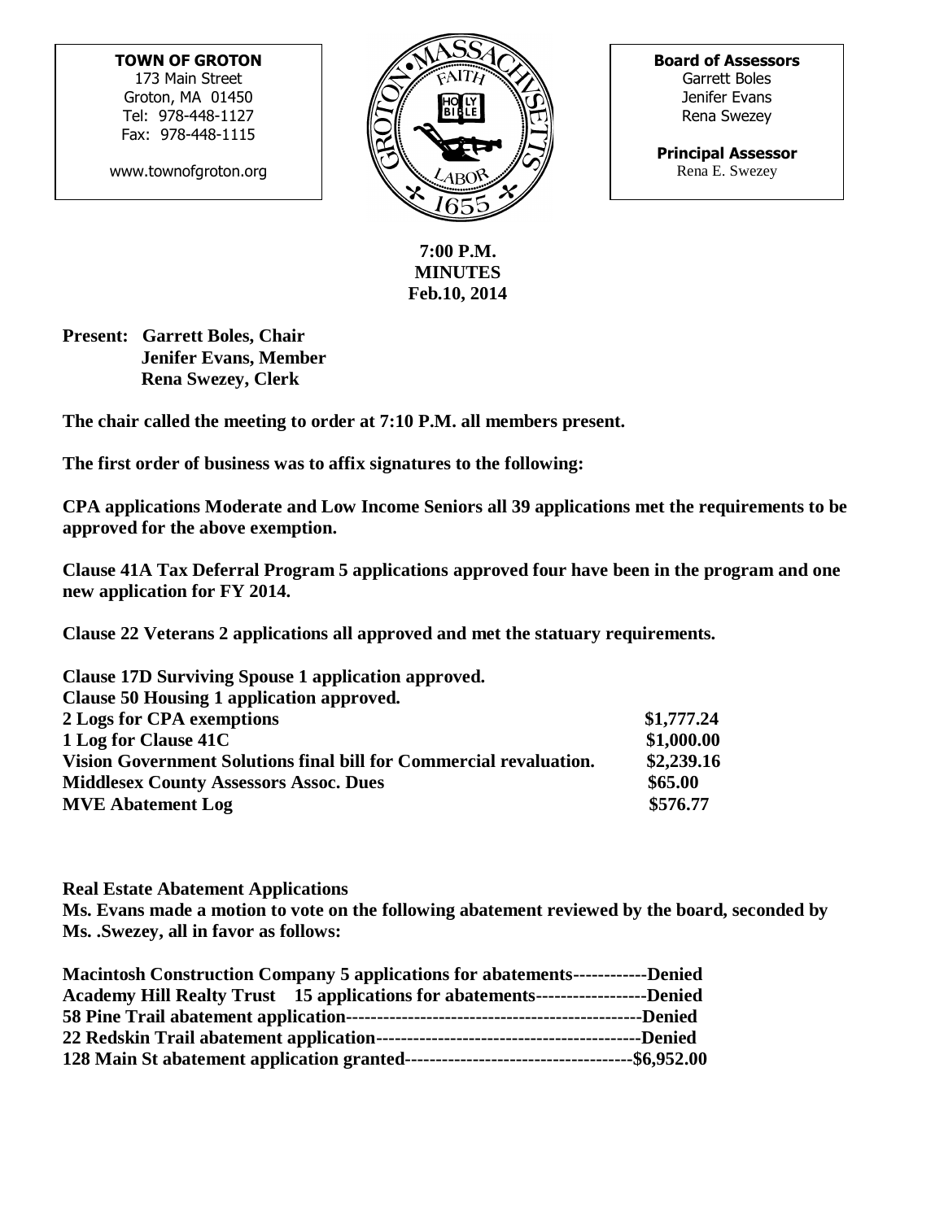**TOWN OF GROTON**
173 Main Street
Groton, MA 01450
Tel: 978-448-1127
Fax: 978-448-1115

www.townofgroton.org

**Board of Assessors**
Garrett Boles
Jenifer Evans
Rena Swezey

**Principal Assessor**
Rena E. Swezey

**7:00 P.M.**
**MINUTES**
**Feb.10, 2014**

**Present: Garrett Boles, Chair**
**Jenifer Evans, Member**
**Rena Swezey, Clerk**

**The chair called the meeting to order at 7:10 P.M. all members present.**

**The first order of business was to affix signatures to the following:**

**CPA applications Moderate and Low Income Seniors all 39 applications met the requirements to be approved for the above exemption.**

**Clause 41A Tax Deferral Program 5 applications approved four have been in the program and one new application for FY 2014.**

**Clause 22 Veterans 2 applications all approved and met the statuary requirements.**

**Clause 17D Surviving Spouse 1 application approved.**
**Clause 50 Housing 1 application approved.**

| | |
|---|---|
| **2 Logs for CPA exemptions** | **$1,777.24** |
| **1 Log for Clause 41C** | **$1,000.00** |
| **Vision Government Solutions final bill for Commercial revaluation.** | **$2,239.16** |
| **Middlesex County Assessors Assoc. Dues** | **$65.00** |
| **MVE Abatement Log** | **$576.77** |

**Real Estate Abatement Applications**
**Ms. Evans made a motion to vote on the following abatement reviewed by the board, seconded by Ms. .Swezey, all in favor as follows:**

**Macintosh Construction Company 5 applications for abatements------------Denied**
**Academy Hill Realty Trust 15 applications for abatements------------------Denied**
**58 Pine Trail abatement application-----------------------------------------------Denied**
**22 Redskin Trail abatement application-------------------------------------------Denied**
**128 Main St abatement application granted------------------------------------$6,952.00**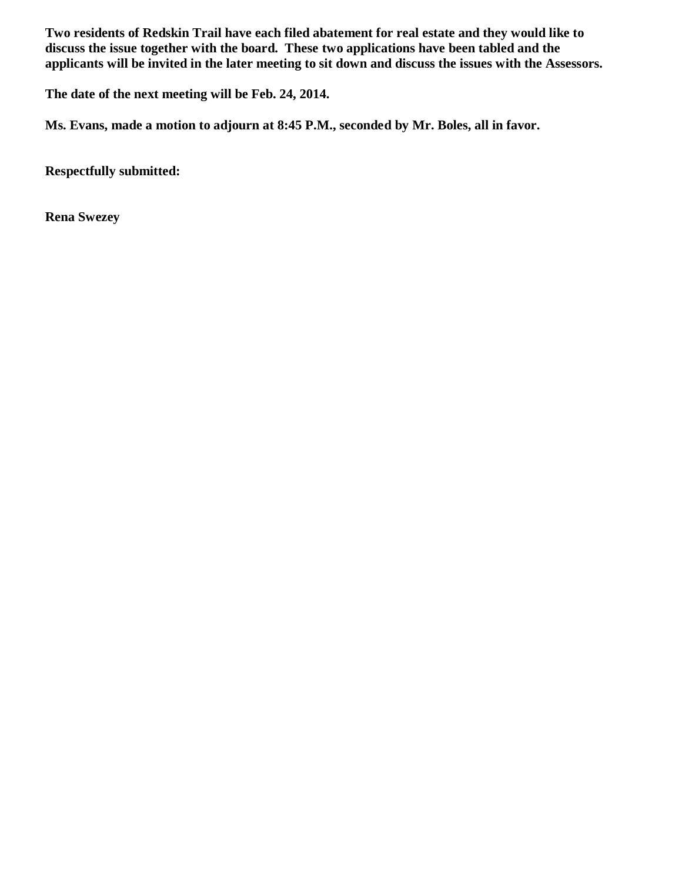**Two residents of Redskin Trail have each filed abatement for real estate and they would like to discuss the issue together with the board. These two applications have been tabled and the applicants will be invited in the later meeting to sit down and discuss the issues with the Assessors.**

**The date of the next meeting will be Feb. 24, 2014.**

**Ms. Evans, made a motion to adjourn at 8:45 P.M., seconded by Mr. Boles, all in favor.**

**Respectfully submitted:**

**Rena Swezey**